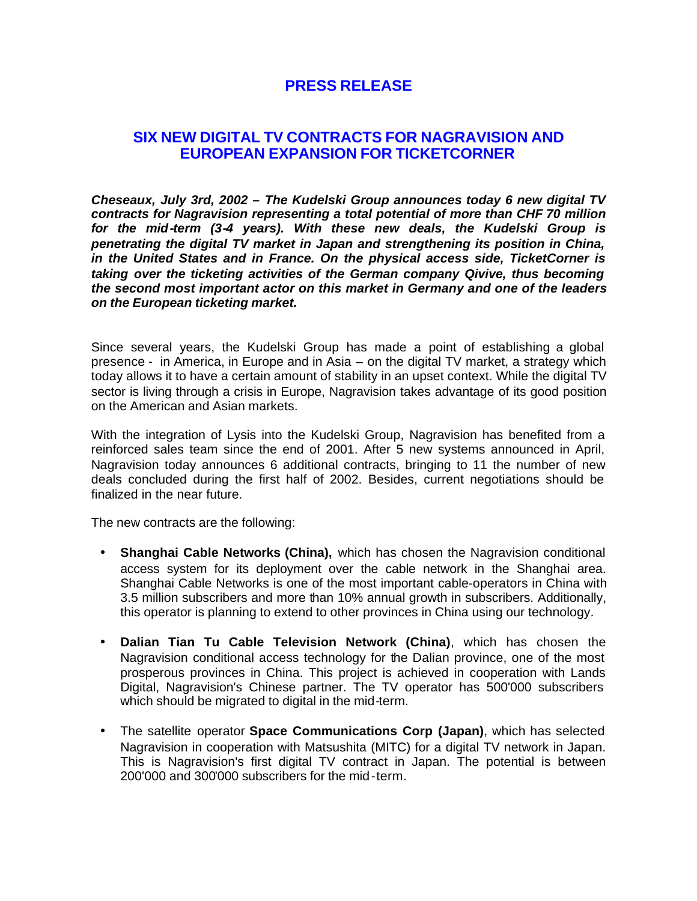# PRESS RELEASE

## SIX NEW DIGITAL TV CONTRACTS FOR NAGRAVISION AND EUROPEAN EXPANSION FOR TICKETCORNER

***Cheseaux, July 3rd, 2002 – The Kudelski Group announces today 6 new digital TV contracts for Nagravision representing a total potential of more than CHF 70 million for the mid-term (3-4 years). With these new deals, the Kudelski Group is penetrating the digital TV market in Japan and strengthening its position in China, in the United States and in France. On the physical access side, TicketCorner is taking over the ticketing activities of the German company Qivive, thus becoming the second most important actor on this market in Germany and one of the leaders on the European ticketing market.***

Since several years, the Kudelski Group has made a point of establishing a global presence - in America, in Europe and in Asia – on the digital TV market, a strategy which today allows it to have a certain amount of stability in an upset context. While the digital TV sector is living through a crisis in Europe, Nagravision takes advantage of its good position on the American and Asian markets.

With the integration of Lysis into the Kudelski Group, Nagravision has benefited from a reinforced sales team since the end of 2001. After 5 new systems announced in April, Nagravision today announces 6 additional contracts, bringing to 11 the number of new deals concluded during the first half of 2002. Besides, current negotiations should be finalized in the near future.

The new contracts are the following:

- **Shanghai Cable Networks (China),** which has chosen the Nagravision conditional access system for its deployment over the cable network in the Shanghai area. Shanghai Cable Networks is one of the most important cable-operators in China with 3.5 million subscribers and more than 10% annual growth in subscribers. Additionally, this operator is planning to extend to other provinces in China using our technology.
- **Dalian Tian Tu Cable Television Network (China)**, which has chosen the Nagravision conditional access technology for the Dalian province, one of the most prosperous provinces in China. This project is achieved in cooperation with Lands Digital, Nagravision's Chinese partner. The TV operator has 500'000 subscribers which should be migrated to digital in the mid-term.
- The satellite operator **Space Communications Corp (Japan)**, which has selected Nagravision in cooperation with Matsushita (MITC) for a digital TV network in Japan. This is Nagravision's first digital TV contract in Japan. The potential is between 200'000 and 300'000 subscribers for the mid-term.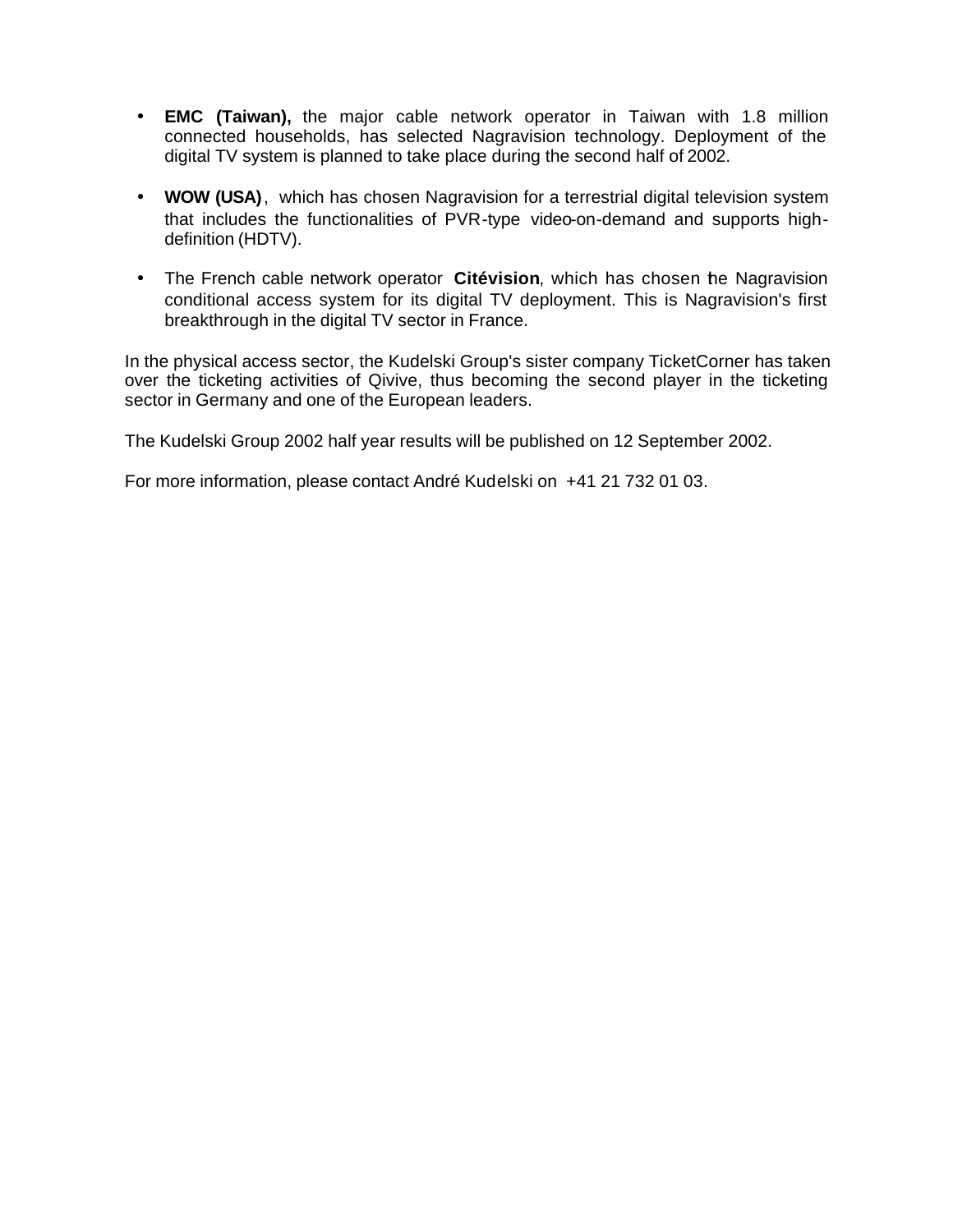- **EMC (Taiwan),** the major cable network operator in Taiwan with 1.8 million connected households, has selected Nagravision technology. Deployment of the digital TV system is planned to take place during the second half of 2002.

- **WOW (USA)**, which has chosen Nagravision for a terrestrial digital television system that includes the functionalities of PVR-type video-on-demand and supports high-definition (HDTV).

- The French cable network operator **Citévision**, which has chosen the Nagravision conditional access system for its digital TV deployment. This is Nagravision's first breakthrough in the digital TV sector in France.

In the physical access sector, the Kudelski Group's sister company TicketCorner has taken over the ticketing activities of Qivive, thus becoming the second player in the ticketing sector in Germany and one of the European leaders.

The Kudelski Group 2002 half year results will be published on 12 September 2002.

For more information, please contact André Kudelski on +41 21 732 01 03.